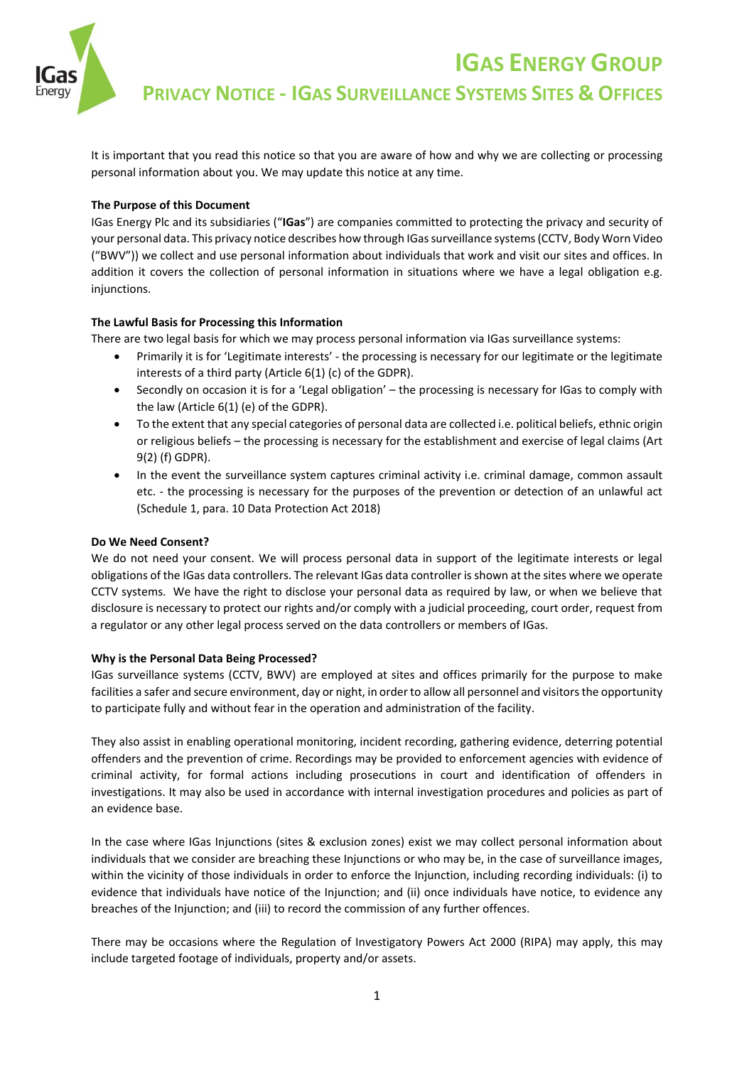# IGas Energy Group

## Privacy Notice - IGas Surveillance Systems Sites & Offices

It is important that you read this notice so that you are aware of how and why we are collecting or processing personal information about you. We may update this notice at any time.

**The Purpose of this Document**

IGas Energy Plc and its subsidiaries ("**IGas**") are companies committed to protecting the privacy and security of your personal data. This privacy notice describes how through IGas surveillance systems (CCTV, Body Worn Video ("BWV")) we collect and use personal information about individuals that work and visit our sites and offices. In addition it covers the collection of personal information in situations where we have a legal obligation e.g. injunctions.

**The Lawful Basis for Processing this Information**

There are two legal basis for which we may process personal information via IGas surveillance systems:

- Primarily it is for 'Legitimate interests' - the processing is necessary for our legitimate or the legitimate interests of a third party (Article 6(1) (c) of the GDPR).
- Secondly on occasion it is for a 'Legal obligation' – the processing is necessary for IGas to comply with the law (Article 6(1) (e) of the GDPR).
- To the extent that any special categories of personal data are collected i.e. political beliefs, ethnic origin or religious beliefs – the processing is necessary for the establishment and exercise of legal claims (Art 9(2) (f) GDPR).
- In the event the surveillance system captures criminal activity i.e. criminal damage, common assault etc. - the processing is necessary for the purposes of the prevention or detection of an unlawful act (Schedule 1, para. 10 Data Protection Act 2018)

**Do We Need Consent?**

We do not need your consent. We will process personal data in support of the legitimate interests or legal obligations of the IGas data controllers. The relevant IGas data controller is shown at the sites where we operate CCTV systems. We have the right to disclose your personal data as required by law, or when we believe that disclosure is necessary to protect our rights and/or comply with a judicial proceeding, court order, request from a regulator or any other legal process served on the data controllers or members of IGas.

**Why is the Personal Data Being Processed?**

IGas surveillance systems (CCTV, BWV) are employed at sites and offices primarily for the purpose to make facilities a safer and secure environment, day or night, in order to allow all personnel and visitors the opportunity to participate fully and without fear in the operation and administration of the facility.

They also assist in enabling operational monitoring, incident recording, gathering evidence, deterring potential offenders and the prevention of crime. Recordings may be provided to enforcement agencies with evidence of criminal activity, for formal actions including prosecutions in court and identification of offenders in investigations. It may also be used in accordance with internal investigation procedures and policies as part of an evidence base.

In the case where IGas Injunctions (sites & exclusion zones) exist we may collect personal information about individuals that we consider are breaching these Injunctions or who may be, in the case of surveillance images, within the vicinity of those individuals in order to enforce the Injunction, including recording individuals: (i) to evidence that individuals have notice of the Injunction; and (ii) once individuals have notice, to evidence any breaches of the Injunction; and (iii) to record the commission of any further offences.

There may be occasions where the Regulation of Investigatory Powers Act 2000 (RIPA) may apply, this may include targeted footage of individuals, property and/or assets.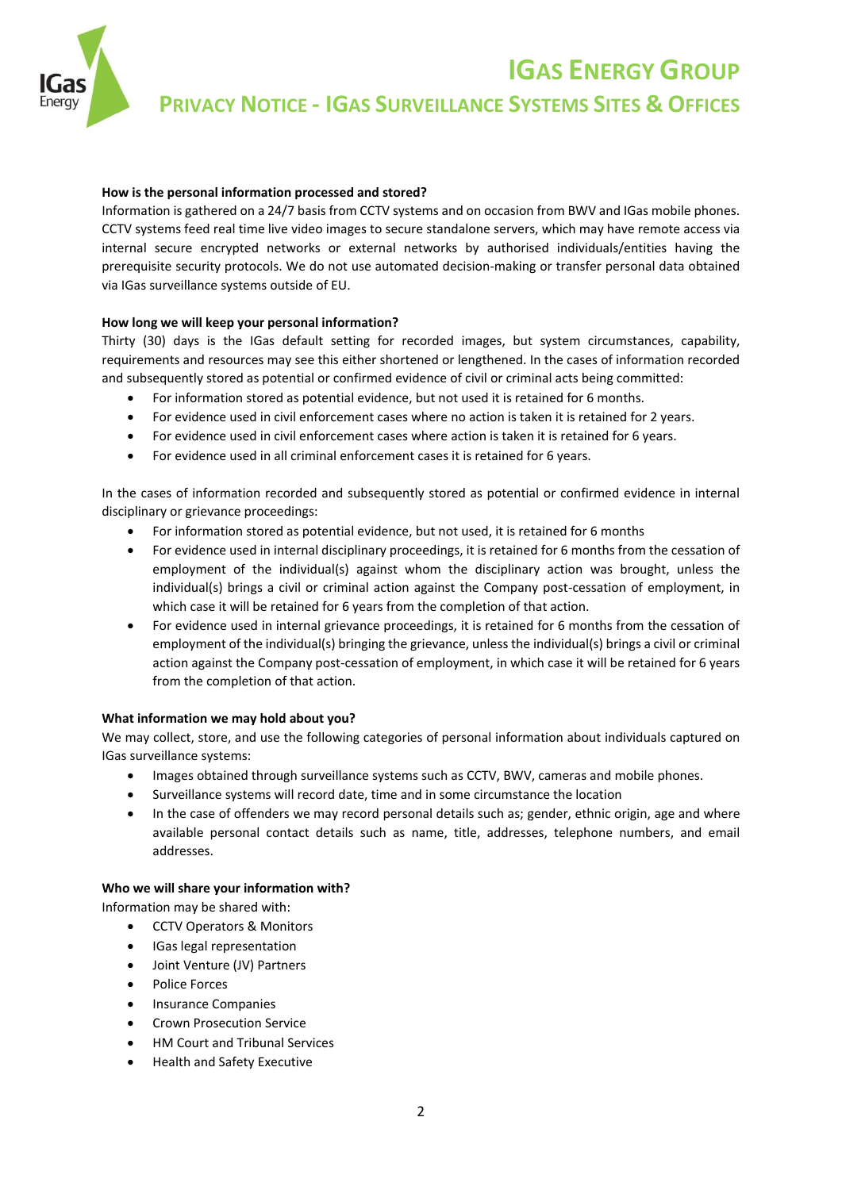**How is the personal information processed and stored?**

Information is gathered on a 24/7 basis from CCTV systems and on occasion from BWV and IGas mobile phones. CCTV systems feed real time live video images to secure standalone servers, which may have remote access via internal secure encrypted networks or external networks by authorised individuals/entities having the prerequisite security protocols. We do not use automated decision-making or transfer personal data obtained via IGas surveillance systems outside of EU.

**How long we will keep your personal information?**

Thirty (30) days is the IGas default setting for recorded images, but system circumstances, capability, requirements and resources may see this either shortened or lengthened. In the cases of information recorded and subsequently stored as potential or confirmed evidence of civil or criminal acts being committed:

- For information stored as potential evidence, but not used it is retained for 6 months.
- For evidence used in civil enforcement cases where no action is taken it is retained for 2 years.
- For evidence used in civil enforcement cases where action is taken it is retained for 6 years.
- For evidence used in all criminal enforcement cases it is retained for 6 years.

In the cases of information recorded and subsequently stored as potential or confirmed evidence in internal disciplinary or grievance proceedings:

- For information stored as potential evidence, but not used, it is retained for 6 months
- For evidence used in internal disciplinary proceedings, it is retained for 6 months from the cessation of employment of the individual(s) against whom the disciplinary action was brought, unless the individual(s) brings a civil or criminal action against the Company post-cessation of employment, in which case it will be retained for 6 years from the completion of that action.
- For evidence used in internal grievance proceedings, it is retained for 6 months from the cessation of employment of the individual(s) bringing the grievance, unless the individual(s) brings a civil or criminal action against the Company post-cessation of employment, in which case it will be retained for 6 years from the completion of that action.

**What information we may hold about you?**

We may collect, store, and use the following categories of personal information about individuals captured on IGas surveillance systems:

- Images obtained through surveillance systems such as CCTV, BWV, cameras and mobile phones.
- Surveillance systems will record date, time and in some circumstance the location
- In the case of offenders we may record personal details such as; gender, ethnic origin, age and where available personal contact details such as name, title, addresses, telephone numbers, and email addresses.

**Who we will share your information with?**

Information may be shared with:

- CCTV Operators & Monitors
- IGas legal representation
- Joint Venture (JV) Partners
- Police Forces
- Insurance Companies
- Crown Prosecution Service
- HM Court and Tribunal Services
- Health and Safety Executive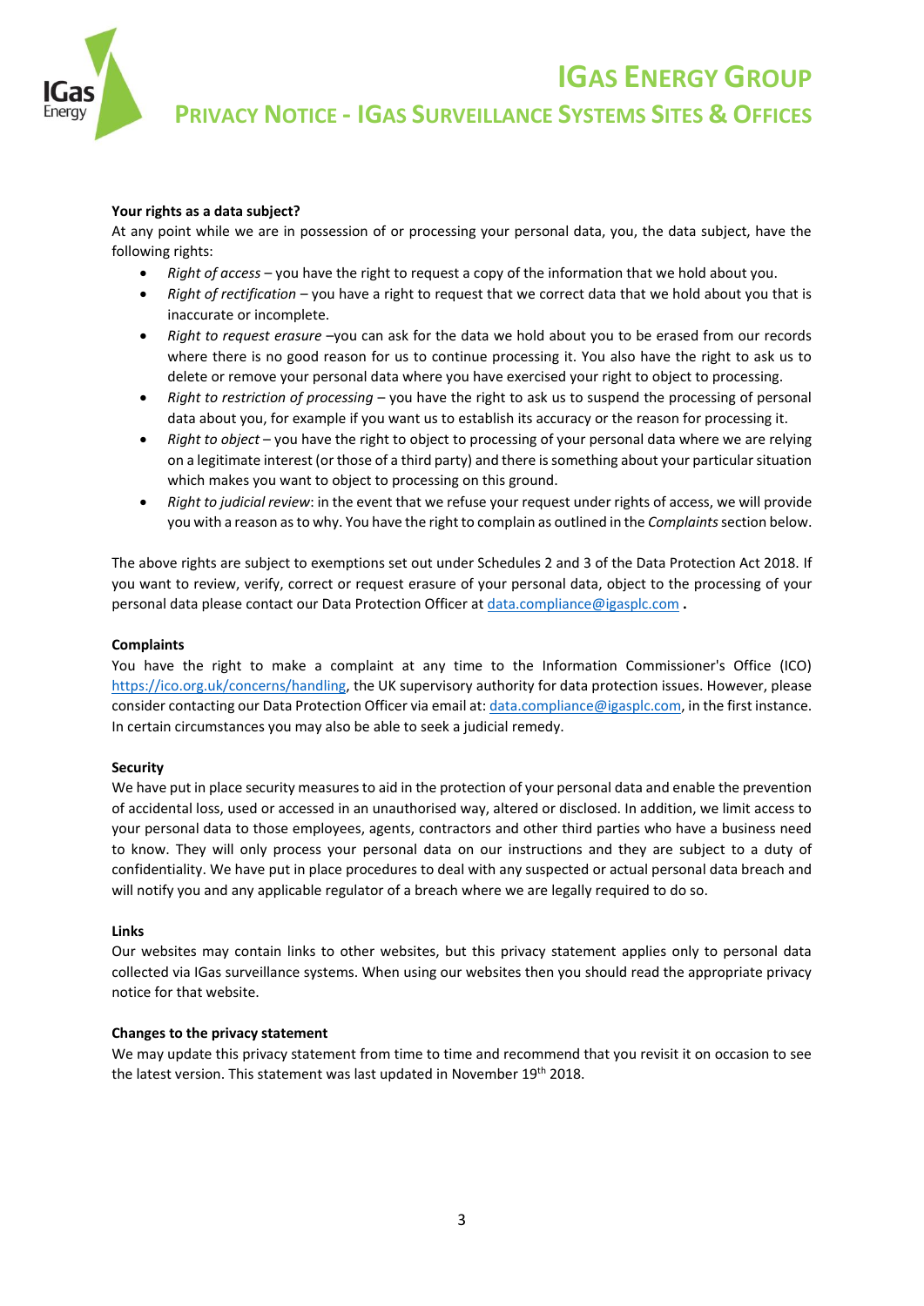**Your rights as a data subject?**

At any point while we are in possession of or processing your personal data, you, the data subject, have the following rights:

- *Right of access* – you have the right to request a copy of the information that we hold about you.
- *Right of rectification* – you have a right to request that we correct data that we hold about you that is inaccurate or incomplete.
- *Right to request erasure* –you can ask for the data we hold about you to be erased from our records where there is no good reason for us to continue processing it. You also have the right to ask us to delete or remove your personal data where you have exercised your right to object to processing.
- *Right to restriction of processing* – you have the right to ask us to suspend the processing of personal data about you, for example if you want us to establish its accuracy or the reason for processing it.
- *Right to object* – you have the right to object to processing of your personal data where we are relying on a legitimate interest (or those of a third party) and there is something about your particular situation which makes you want to object to processing on this ground.
- *Right to judicial review*: in the event that we refuse your request under rights of access, we will provide you with a reason as to why. You have the right to complain as outlined in the *Complaints* section below.

The above rights are subject to exemptions set out under Schedules 2 and 3 of the Data Protection Act 2018. If you want to review, verify, correct or request erasure of your personal data, object to the processing of your personal data please contact our Data Protection Officer at data.compliance@igasplc.com .

**Complaints**

You have the right to make a complaint at any time to the Information Commissioner's Office (ICO) https://ico.org.uk/concerns/handling, the UK supervisory authority for data protection issues. However, please consider contacting our Data Protection Officer via email at: data.compliance@igasplc.com, in the first instance. In certain circumstances you may also be able to seek a judicial remedy.

**Security**

We have put in place security measures to aid in the protection of your personal data and enable the prevention of accidental loss, used or accessed in an unauthorised way, altered or disclosed. In addition, we limit access to your personal data to those employees, agents, contractors and other third parties who have a business need to know. They will only process your personal data on our instructions and they are subject to a duty of confidentiality. We have put in place procedures to deal with any suspected or actual personal data breach and will notify you and any applicable regulator of a breach where we are legally required to do so.

**Links**

Our websites may contain links to other websites, but this privacy statement applies only to personal data collected via IGas surveillance systems. When using our websites then you should read the appropriate privacy notice for that website.

**Changes to the privacy statement**

We may update this privacy statement from time to time and recommend that you revisit it on occasion to see the latest version. This statement was last updated in November 19th 2018.